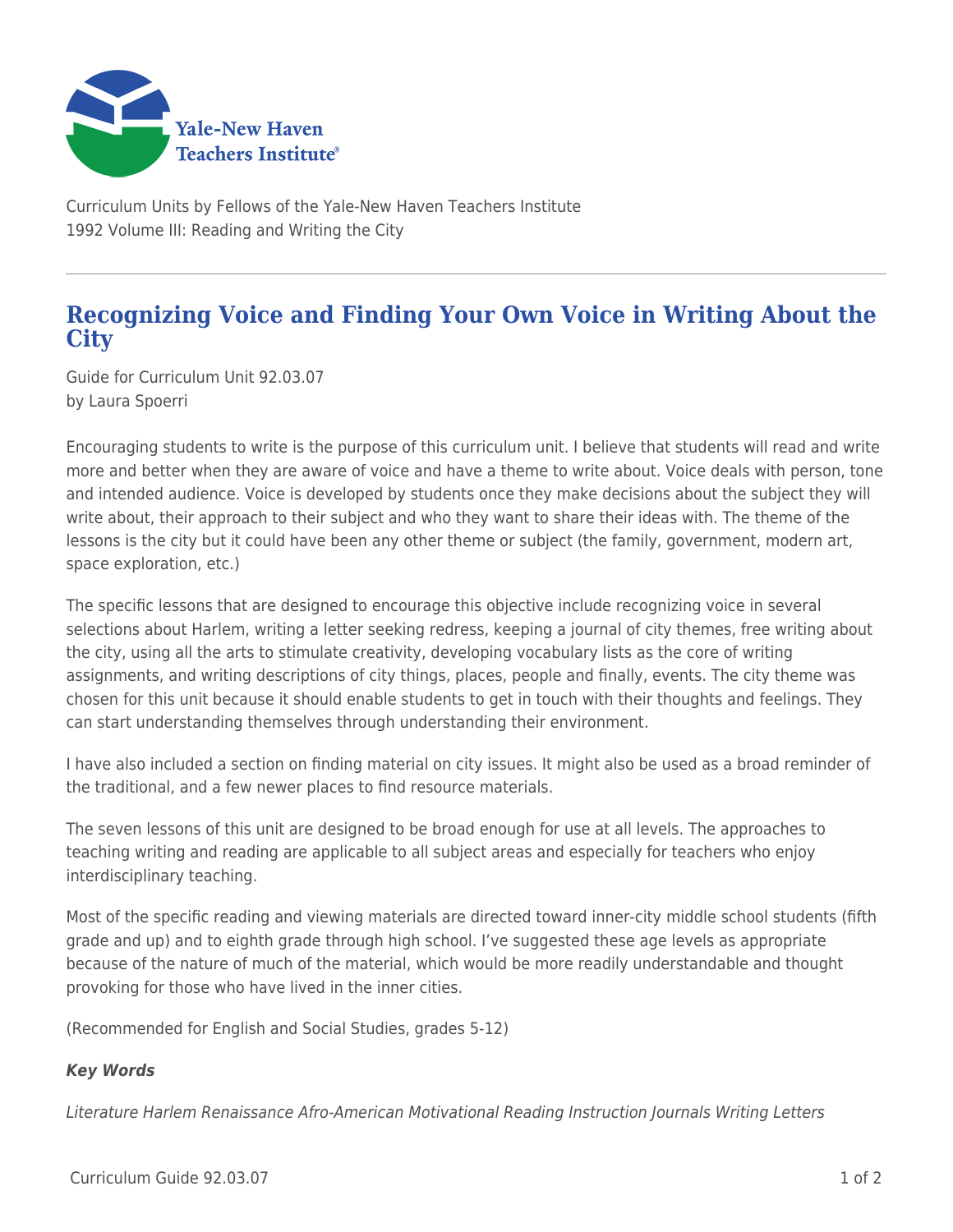Curriculum Units by Fellows of the Yale-New Haven Teachers Institute
1992 Volume III: Reading and Writing the City

# Recognizing Voice and Finding Your Own Voice in Writing About the City

Guide for Curriculum Unit 92.03.07
by Laura Spoerri

Encouraging students to write is the purpose of this curriculum unit. I believe that students will read and write more and better when they are aware of voice and have a theme to write about. Voice deals with person, tone and intended audience. Voice is developed by students once they make decisions about the subject they will write about, their approach to their subject and who they want to share their ideas with. The theme of the lessons is the city but it could have been any other theme or subject (the family, government, modern art, space exploration, etc.)

The specific lessons that are designed to encourage this objective include recognizing voice in several selections about Harlem, writing a letter seeking redress, keeping a journal of city themes, free writing about the city, using all the arts to stimulate creativity, developing vocabulary lists as the core of writing assignments, and writing descriptions of city things, places, people and finally, events. The city theme was chosen for this unit because it should enable students to get in touch with their thoughts and feelings. They can start understanding themselves through understanding their environment.

I have also included a section on finding material on city issues. It might also be used as a broad reminder of the traditional, and a few newer places to find resource materials.

The seven lessons of this unit are designed to be broad enough for use at all levels. The approaches to teaching writing and reading are applicable to all subject areas and especially for teachers who enjoy interdisciplinary teaching.

Most of the specific reading and viewing materials are directed toward inner-city middle school students (fifth grade and up) and to eighth grade through high school. I've suggested these age levels as appropriate because of the nature of much of the material, which would be more readily understandable and thought provoking for those who have lived in the inner cities.

(Recommended for English and Social Studies, grades 5-12)

***Key Words***

*Literature Harlem Renaissance Afro-American Motivational Reading Instruction Journals Writing Letters*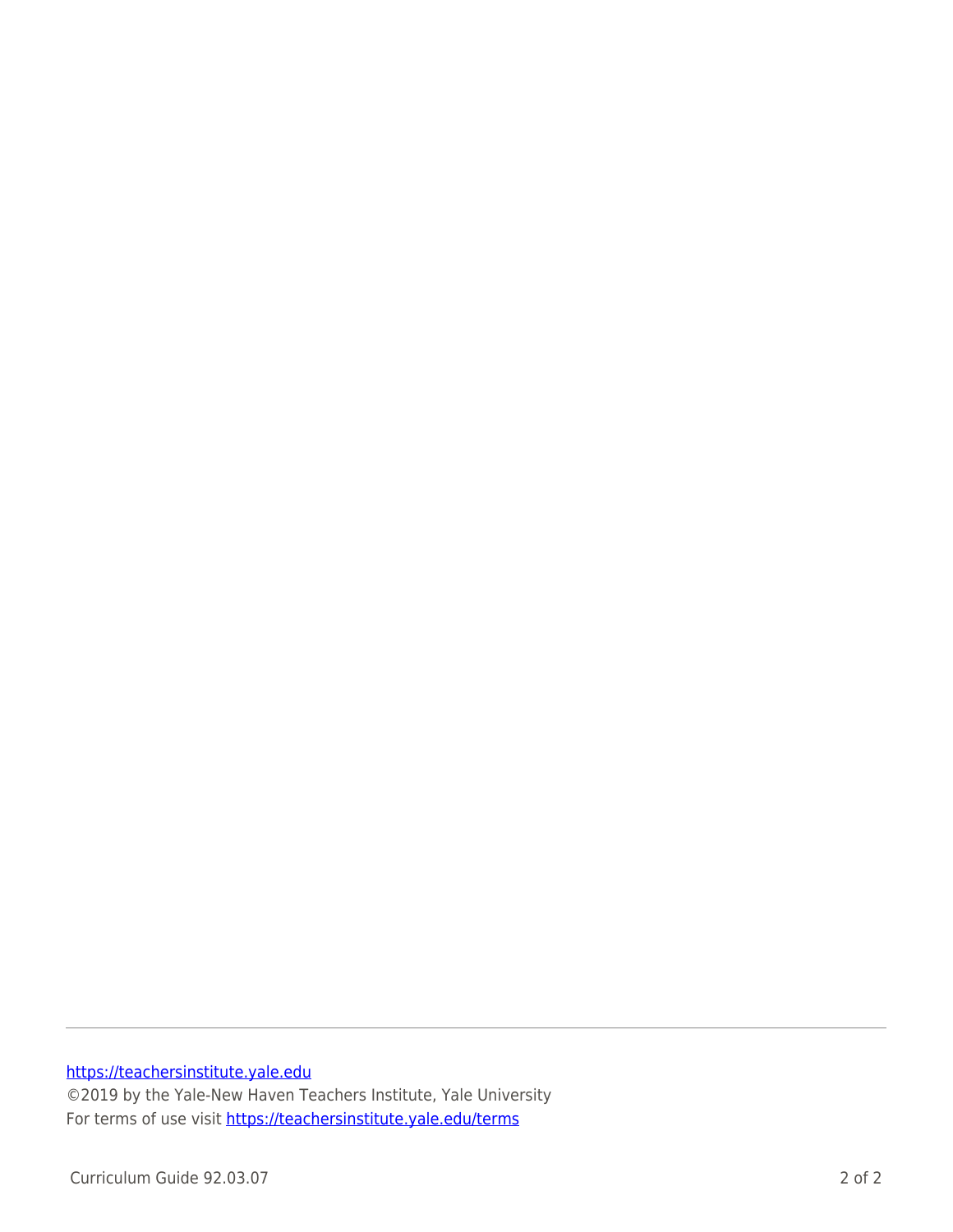https://teachersinstitute.yale.edu

©2019 by the Yale-New Haven Teachers Institute, Yale University

For terms of use visit https://teachersinstitute.yale.edu/terms